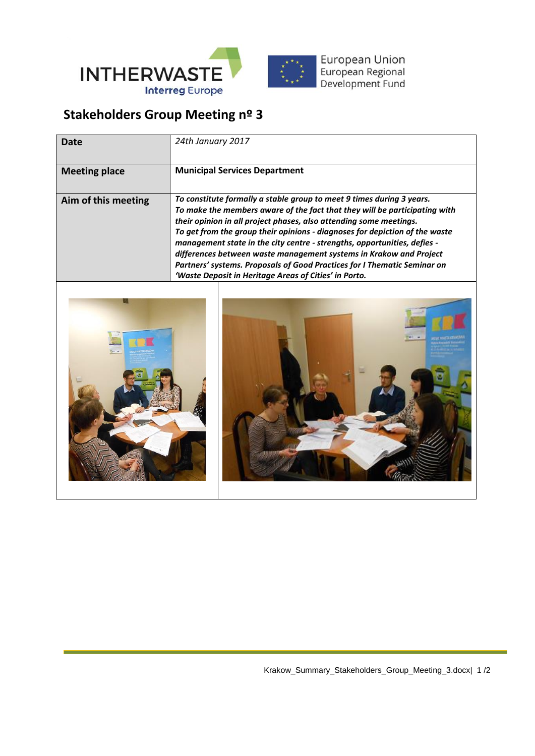## Stakeholders Group Meeting nº 3

| | |
|---|---|
| **Date** | *24th January 2017* |
| **Meeting place** | **Municipal Services Department** |
| **Aim of this meeting** | ***To constitute formally a stable group to meet 9 times during 3 years. To make the members aware of the fact that they will be participating with their opinion in all project phases, also attending some meetings. To get from the group their opinions - diagnoses for depiction of the waste management state in the city centre - strengths, opportunities, defies - differences between waste management systems in Krakow and Project Partners' systems. Proposals of Good Practices for I Thematic Seminar on 'Waste Deposit in Heritage Areas of Cities' in Porto.*** |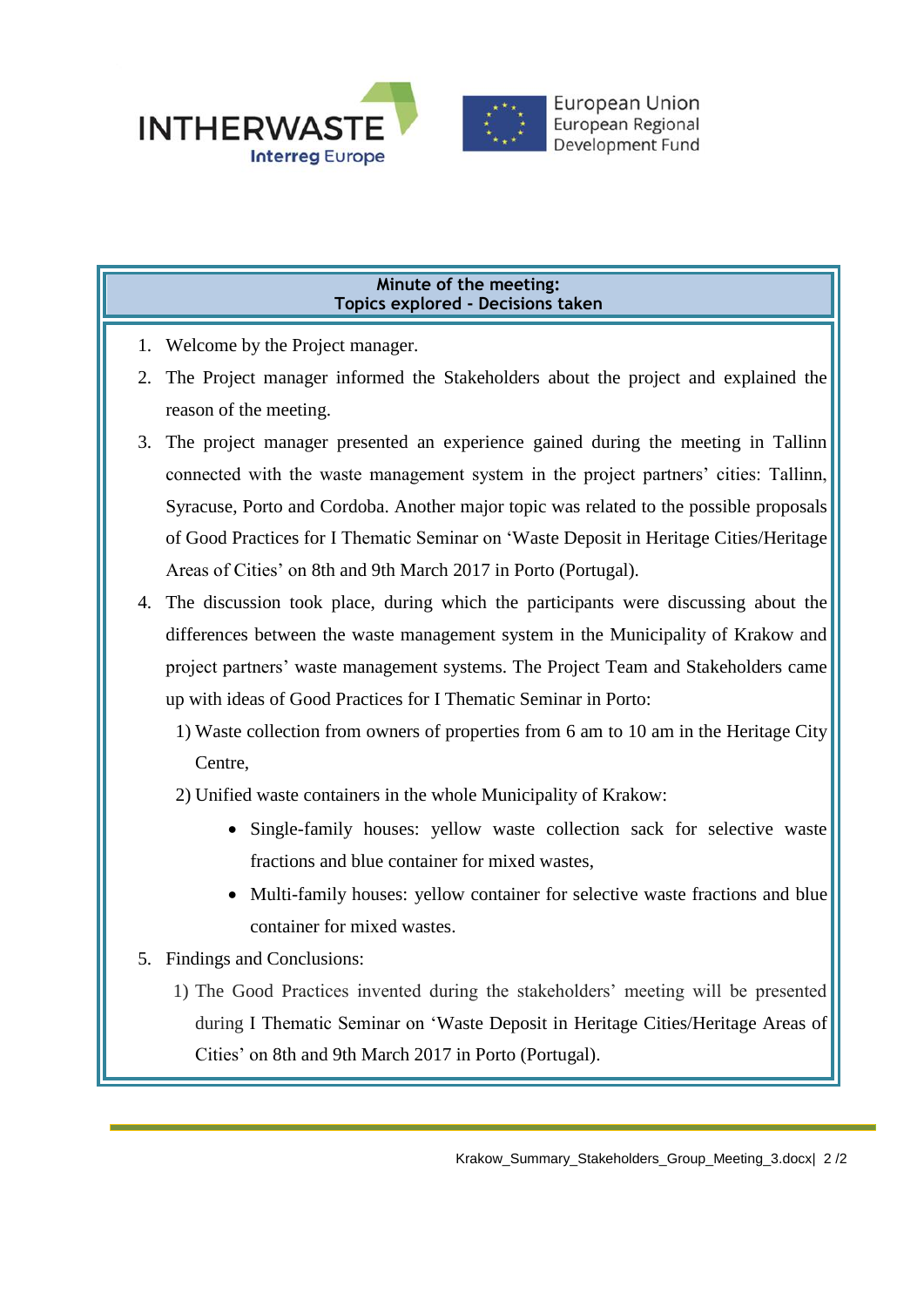**Minute of the meeting:**
**Topics explored - Decisions taken**

1. Welcome by the Project manager.
2. The Project manager informed the Stakeholders about the project and explained the reason of the meeting.
3. The project manager presented an experience gained during the meeting in Tallinn connected with the waste management system in the project partners' cities: Tallinn, Syracuse, Porto and Cordoba. Another major topic was related to the possible proposals of Good Practices for I Thematic Seminar on 'Waste Deposit in Heritage Cities/Heritage Areas of Cities' on 8th and 9th March 2017 in Porto (Portugal).
4. The discussion took place, during which the participants were discussing about the differences between the waste management system in the Municipality of Krakow and project partners' waste management systems. The Project Team and Stakeholders came up with ideas of Good Practices for I Thematic Seminar in Porto:
   1) Waste collection from owners of properties from 6 am to 10 am in the Heritage City Centre,
   2) Unified waste containers in the whole Municipality of Krakow:
      - Single-family houses: yellow waste collection sack for selective waste fractions and blue container for mixed wastes,
      - Multi-family houses: yellow container for selective waste fractions and blue container for mixed wastes.
5. Findings and Conclusions:
   1) The Good Practices invented during the stakeholders' meeting will be presented during I Thematic Seminar on 'Waste Deposit in Heritage Cities/Heritage Areas of Cities' on 8th and 9th March 2017 in Porto (Portugal).